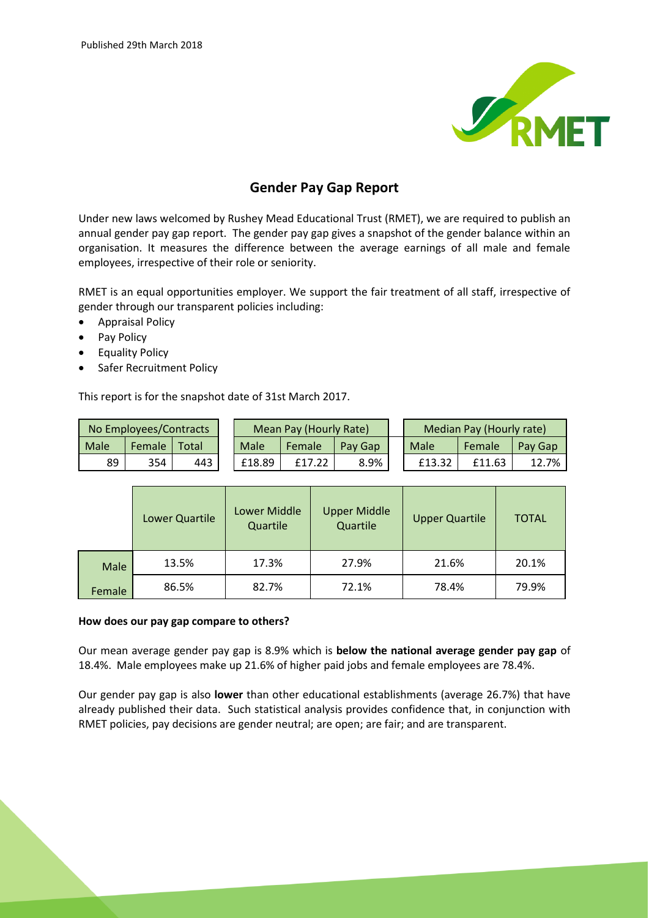Published 29th March 2018

# Gender Pay Gap Report

Under new laws welcomed by Rushey Mead Educational Trust (RMET), we are required to publish an annual gender pay gap report. The gender pay gap gives a snapshot of the gender balance within an organisation. It measures the difference between the average earnings of all male and female employees, irrespective of their role or seniority.

RMET is an equal opportunities employer. We support the fair treatment of all staff, irrespective of gender through our transparent policies including:

- Appraisal Policy
- Pay Policy
- Equality Policy
- Safer Recruitment Policy

This report is for the snapshot date of 31st March 2017.

| No Employees/Contracts | | |
|---|---|---|
| Male | Female | Total |
| 89 | 354 | 443 |

| Mean Pay (Hourly Rate) | | |
|---|---|---|
| Male | Female | Pay Gap |
| £18.89 | £17.22 | 8.9% |

| Median Pay (Hourly rate) | | |
|---|---|---|
| Male | Female | Pay Gap |
| £13.32 | £11.63 | 12.7% |

| | Lower Quartile | Lower Middle Quartile | Upper Middle Quartile | Upper Quartile | TOTAL |
|---|---|---|---|---|---|
| Male | 13.5% | 17.3% | 27.9% | 21.6% | 20.1% |
| Female | 86.5% | 82.7% | 72.1% | 78.4% | 79.9% |

**How does our pay gap compare to others?**

Our mean average gender pay gap is 8.9% which is **below the national average gender pay gap** of 18.4%. Male employees make up 21.6% of higher paid jobs and female employees are 78.4%.

Our gender pay gap is also **lower** than other educational establishments (average 26.7%) that have already published their data. Such statistical analysis provides confidence that, in conjunction with RMET policies, pay decisions are gender neutral; are open; are fair; and are transparent.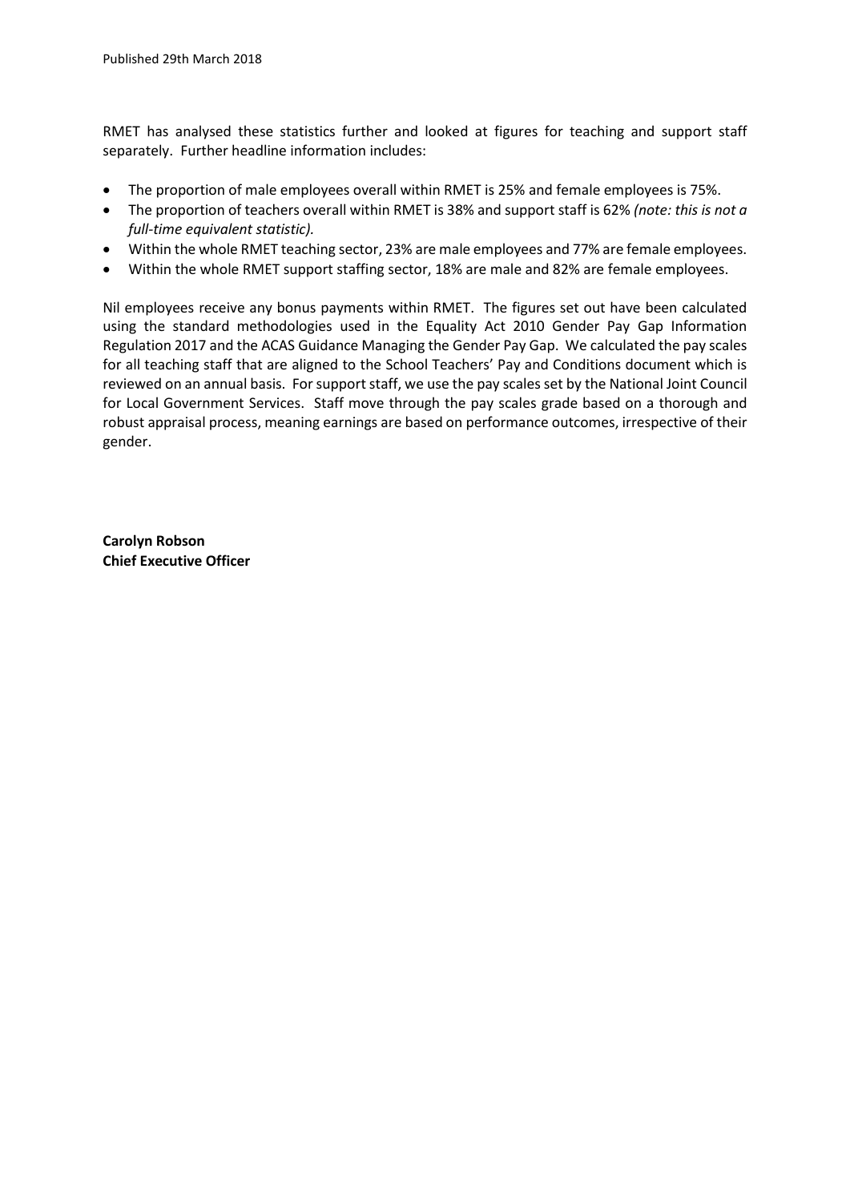Published 29th March 2018

RMET has analysed these statistics further and looked at figures for teaching and support staff separately. Further headline information includes:

- The proportion of male employees overall within RMET is 25% and female employees is 75%.
- The proportion of teachers overall within RMET is 38% and support staff is 62% *(note: this is not a full-time equivalent statistic).*
- Within the whole RMET teaching sector, 23% are male employees and 77% are female employees.
- Within the whole RMET support staffing sector, 18% are male and 82% are female employees.

Nil employees receive any bonus payments within RMET. The figures set out have been calculated using the standard methodologies used in the Equality Act 2010 Gender Pay Gap Information Regulation 2017 and the ACAS Guidance Managing the Gender Pay Gap. We calculated the pay scales for all teaching staff that are aligned to the School Teachers' Pay and Conditions document which is reviewed on an annual basis. For support staff, we use the pay scales set by the National Joint Council for Local Government Services. Staff move through the pay scales grade based on a thorough and robust appraisal process, meaning earnings are based on performance outcomes, irrespective of their gender.

**Carolyn Robson**
**Chief Executive Officer**